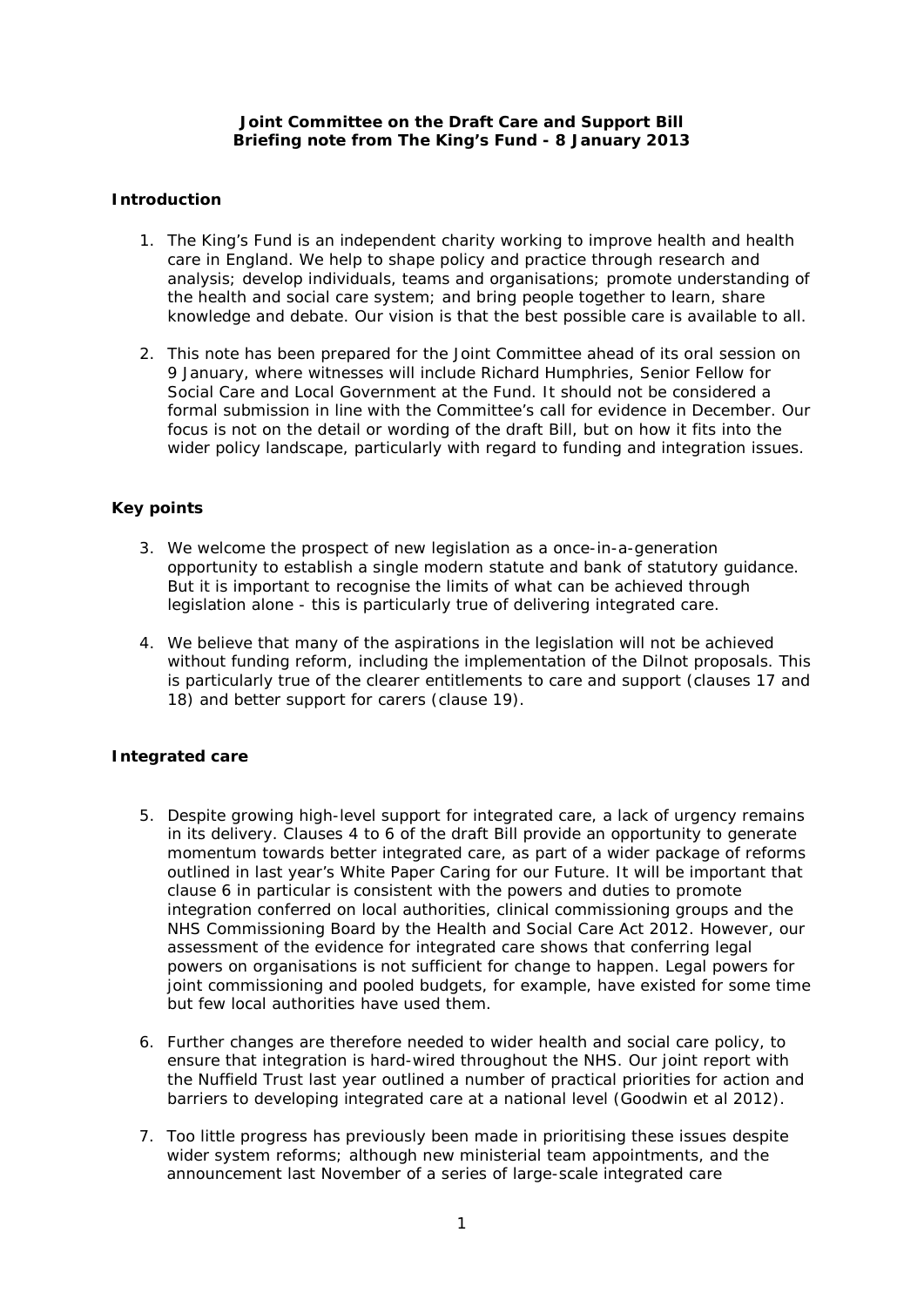**Joint Committee on the Draft Care and Support Bill**
**Briefing note from The King's Fund - 8 January 2013**

## Introduction

1. The King's Fund is an independent charity working to improve health and health care in England. We help to shape policy and practice through research and analysis; develop individuals, teams and organisations; promote understanding of the health and social care system; and bring people together to learn, share knowledge and debate. Our vision is that the best possible care is available to all.

2. This note has been prepared for the Joint Committee ahead of its oral session on 9 January, where witnesses will include Richard Humphries, Senior Fellow for Social Care and Local Government at the Fund. It should not be considered a formal submission in line with the Committee's call for evidence in December. Our focus is not on the detail or wording of the draft Bill, but on how it fits into the wider policy landscape, particularly with regard to funding and integration issues.

## Key points

3. We welcome the prospect of new legislation as a once-in-a-generation opportunity to establish a single modern statute and bank of statutory guidance. But it is important to recognise the limits of what can be achieved through legislation alone - this is particularly true of delivering integrated care.

4. We believe that many of the aspirations in the legislation will not be achieved without funding reform, including the implementation of the Dilnot proposals. This is particularly true of the clearer entitlements to care and support (clauses 17 and 18) and better support for carers (clause 19).

## Integrated care

5. Despite growing high-level support for integrated care, a lack of urgency remains in its delivery. Clauses 4 to 6 of the draft Bill provide an opportunity to generate momentum towards better integrated care, as part of a wider package of reforms outlined in last year's White Paper Caring for our Future. It will be important that clause 6 in particular is consistent with the powers and duties to promote integration conferred on local authorities, clinical commissioning groups and the NHS Commissioning Board by the Health and Social Care Act 2012. However, our assessment of the evidence for integrated care shows that conferring legal powers on organisations is not sufficient for change to happen. Legal powers for joint commissioning and pooled budgets, for example, have existed for some time but few local authorities have used them.

6. Further changes are therefore needed to wider health and social care policy, to ensure that integration is hard-wired throughout the NHS. Our joint report with the Nuffield Trust last year outlined a number of practical priorities for action and barriers to developing integrated care at a national level (Goodwin et al 2012).

7. Too little progress has previously been made in prioritising these issues despite wider system reforms; although new ministerial team appointments, and the announcement last November of a series of large-scale integrated care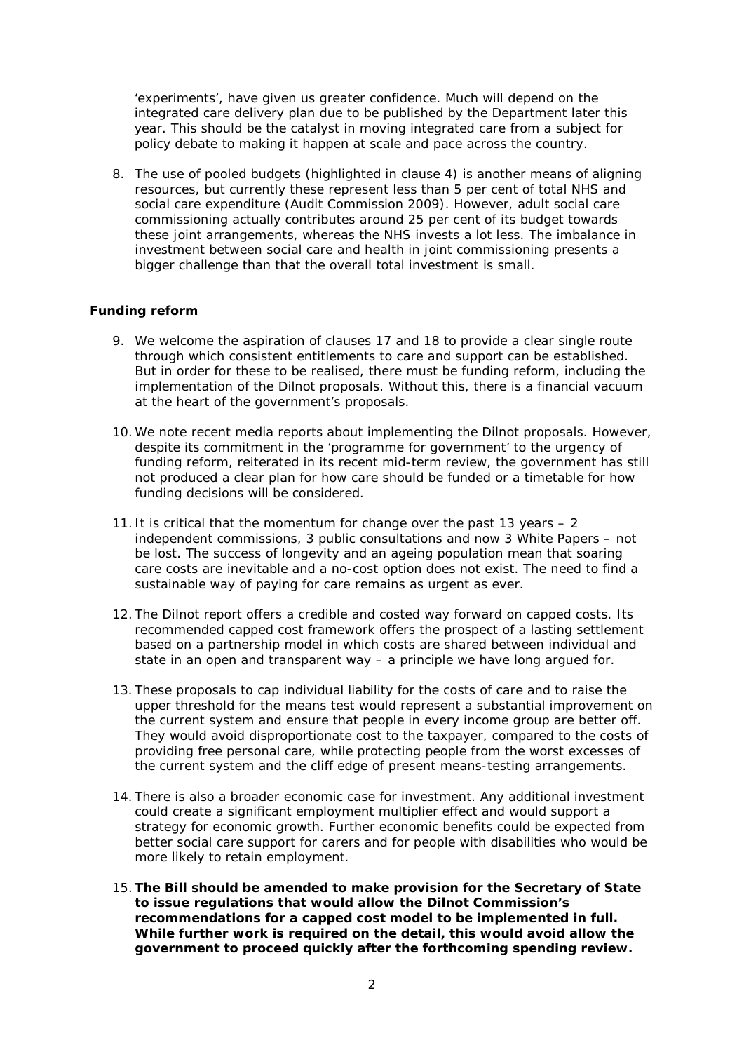'experiments', have given us greater confidence. Much will depend on the integrated care delivery plan due to be published by the Department later this year. This should be the catalyst in moving integrated care from a subject for policy debate to making it happen at scale and pace across the country.

8. The use of pooled budgets (highlighted in clause 4) is another means of aligning resources, but currently these represent less than 5 per cent of total NHS and social care expenditure (Audit Commission 2009). However, adult social care commissioning actually contributes around 25 per cent of its budget towards these joint arrangements, whereas the NHS invests a lot less. The imbalance in investment between social care and health in joint commissioning presents a bigger challenge than that the overall total investment is small.

**Funding reform**

9. We welcome the aspiration of clauses 17 and 18 to provide a clear single route through which consistent entitlements to care and support can be established. But in order for these to be realised, there must be funding reform, including the implementation of the Dilnot proposals. Without this, there is a financial vacuum at the heart of the government's proposals.

10. We note recent media reports about implementing the Dilnot proposals. However, despite its commitment in the 'programme for government' to the urgency of funding reform, reiterated in its recent mid-term review, the government has still not produced a clear plan for how care should be funded or a timetable for how funding decisions will be considered.

11. It is critical that the momentum for change over the past 13 years – 2 independent commissions, 3 public consultations and now 3 White Papers – not be lost. The success of longevity and an ageing population mean that soaring care costs are inevitable and a no-cost option does not exist. The need to find a sustainable way of paying for care remains as urgent as ever.

12. The Dilnot report offers a credible and costed way forward on capped costs. Its recommended capped cost framework offers the prospect of a lasting settlement based on a partnership model in which costs are shared between individual and state in an open and transparent way – a principle we have long argued for.

13. These proposals to cap individual liability for the costs of care and to raise the upper threshold for the means test would represent a substantial improvement on the current system and ensure that people in every income group are better off. They would avoid disproportionate cost to the taxpayer, compared to the costs of providing free personal care, while protecting people from the worst excesses of the current system and the cliff edge of present means-testing arrangements.

14. There is also a broader economic case for investment. Any additional investment could create a significant employment multiplier effect and would support a strategy for economic growth. Further economic benefits could be expected from better social care support for carers and for people with disabilities who would be more likely to retain employment.

15. **The Bill should be amended to make provision for the Secretary of State to issue regulations that would allow the Dilnot Commission's recommendations for a capped cost model to be implemented in full. While further work is required on the detail, this would avoid allow the government to proceed quickly after the forthcoming spending review.**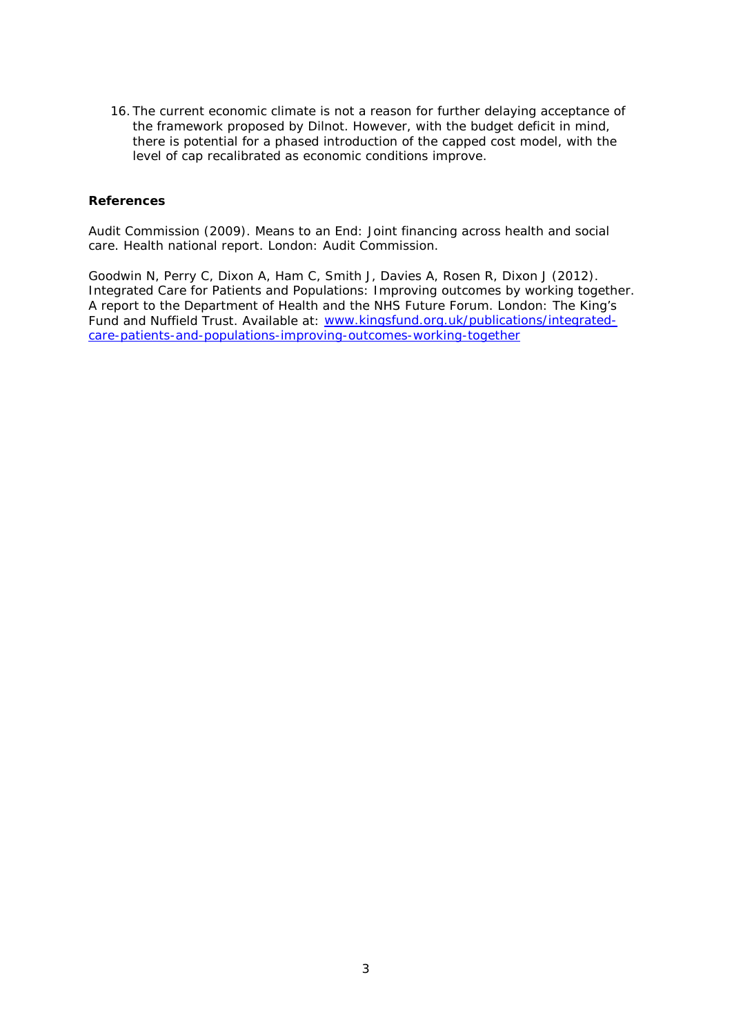16. The current economic climate is not a reason for further delaying acceptance of the framework proposed by Dilnot. However, with the budget deficit in mind, there is potential for a phased introduction of the capped cost model, with the level of cap recalibrated as economic conditions improve.

**References**

Audit Commission (2009). Means to an End: Joint financing across health and social care. Health national report. London: Audit Commission.

Goodwin N, Perry C, Dixon A, Ham C, Smith J, Davies A, Rosen R, Dixon J (2012). Integrated Care for Patients and Populations: Improving outcomes by working together. A report to the Department of Health and the NHS Future Forum. London: The King's Fund and Nuffield Trust. Available at: [www.kingsfund.org.uk/publications/integrated-care-patients-and-populations-improving-outcomes-working-together](www.kingsfund.org.uk/publications/integrated-care-patients-and-populations-improving-outcomes-working-together)